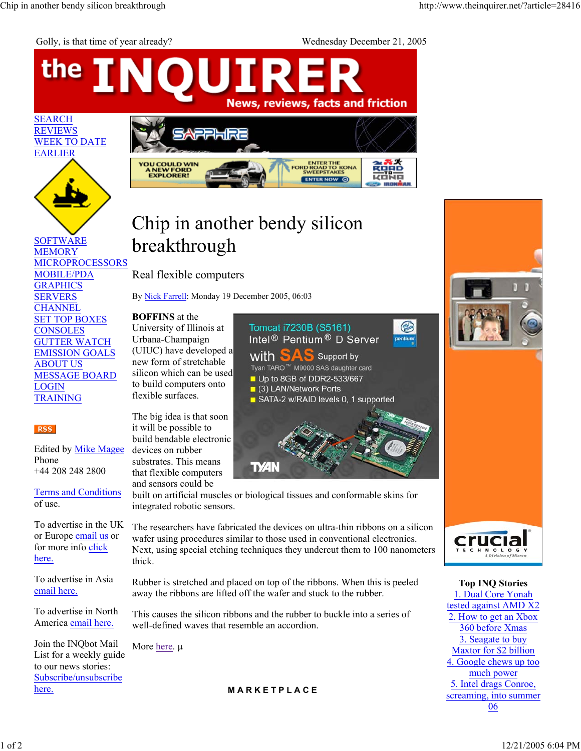Golly, is that time of year already?

Wednesday December 21, 2005

SEARCH
REVIEWS
WEEK TO DATE
EARLIER

SOFTWARE
MEMORY
MICROPROCESSORS
MOBILE/PDA
GRAPHICS
SERVERS
CHANNEL
SET TOP BOXES
CONSOLES
GUTTER WATCH
EMISSION GOALS
ABOUT US
MESSAGE BOARD
LOGIN
TRAINING

RSS

Edited by Mike Magee
Phone
+44 208 248 2800

Terms and Conditions of use.

To advertise in the UK or Europe email us or for more info click here.

To advertise in Asia email here.

To advertise in North America email here.

Join the INQbot Mail List for a weekly guide to our news stories: Subscribe/unsubscribe here.

# Chip in another bendy silicon breakthrough

## Real flexible computers

By Nick Farrell: Monday 19 December 2005, 06:03

**BOFFINS** at the University of Illinois at Urbana-Champaign (UIUC) have developed a new form of stretchable silicon which can be used to build computers onto flexible surfaces.

The big idea is that soon it will be possible to build bendable electronic devices on rubber substrates. This means that flexible computers and sensors could be built on artificial muscles or biological tissues and conformable skins for integrated robotic sensors.

The researchers have fabricated the devices on ultra-thin ribbons on a silicon wafer using procedures similar to those used in conventional electronics. Next, using special etching techniques they undercut them to 100 nanometers thick.

Rubber is stretched and placed on top of the ribbons. When this is peeled away the ribbons are lifted off the wafer and stuck to the rubber.

This causes the silicon ribbons and the rubber to buckle into a series of well-defined waves that resemble an accordion.

More here. µ

MARKETPLACE

**Top INQ Stories**

1. Dual Core Yonah tested against AMD X2
2. How to get an Xbox 360 before Xmas
3. Seagate to buy Maxtor for $2 billion
4. Google chews up too much power
5. Intel drags Conroe, screaming, into summer 06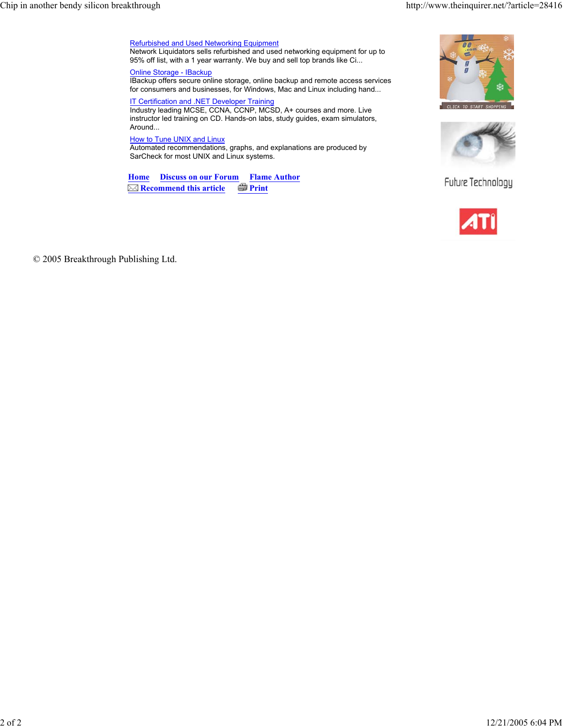[Refurbished and Used Networking Equipment](#)
Network Liquidators sells refurbished and used networking equipment for up to 95% off list, with a 1 year warranty. We buy and sell top brands like Ci...

[Online Storage - IBackup](#)
IBackup offers secure online storage, online backup and remote access services for consumers and businesses, for Windows, Mac and Linux including hand...

[IT Certification and .NET Developer Training](#)
Industry leading MCSE, CCNA, CCNP, MCSD, A+ courses and more. Live instructor led training on CD. Hands-on labs, study guides, exam simulators, Around...

[How to Tune UNIX and Linux](#)
Automated recommendations, graphs, and explanations are produced by SarCheck for most UNIX and Linux systems.

**Home** **Discuss on our Forum** **Flame Author**
**Recommend this article** **Print**

CLICK TO START SHOPPING

Future Technology

ATI

© 2005 Breakthrough Publishing Ltd.